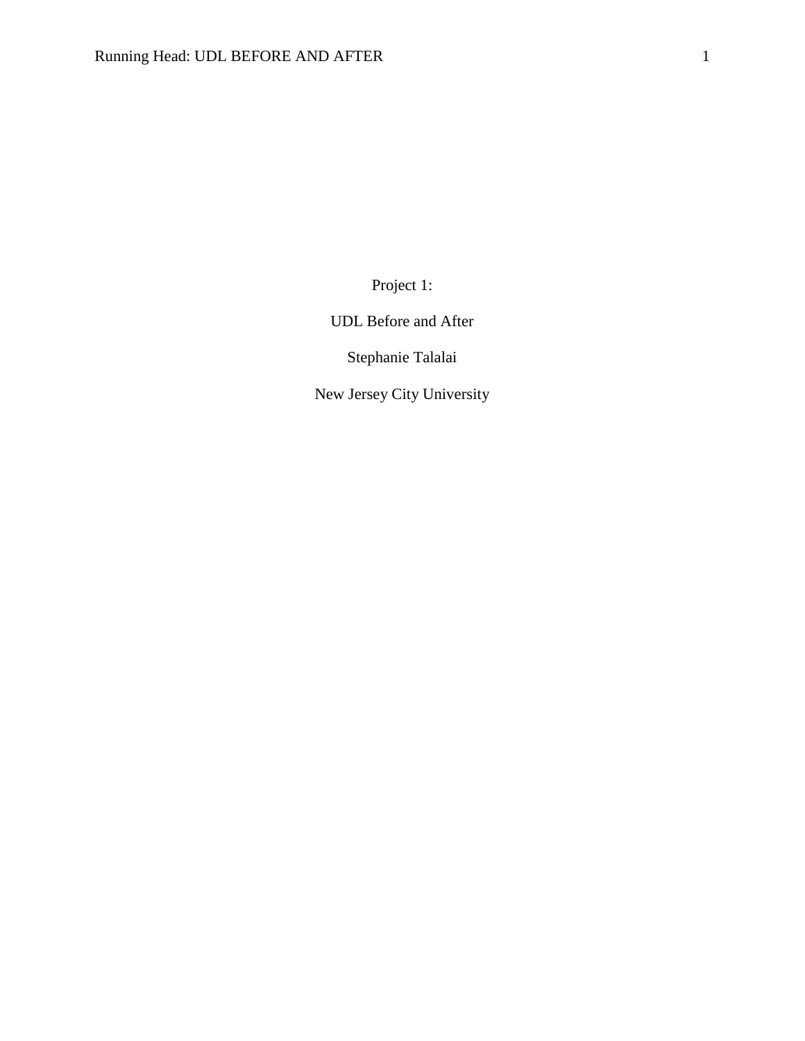Project 1:

UDL Before and After

Stephanie Talalai

New Jersey City University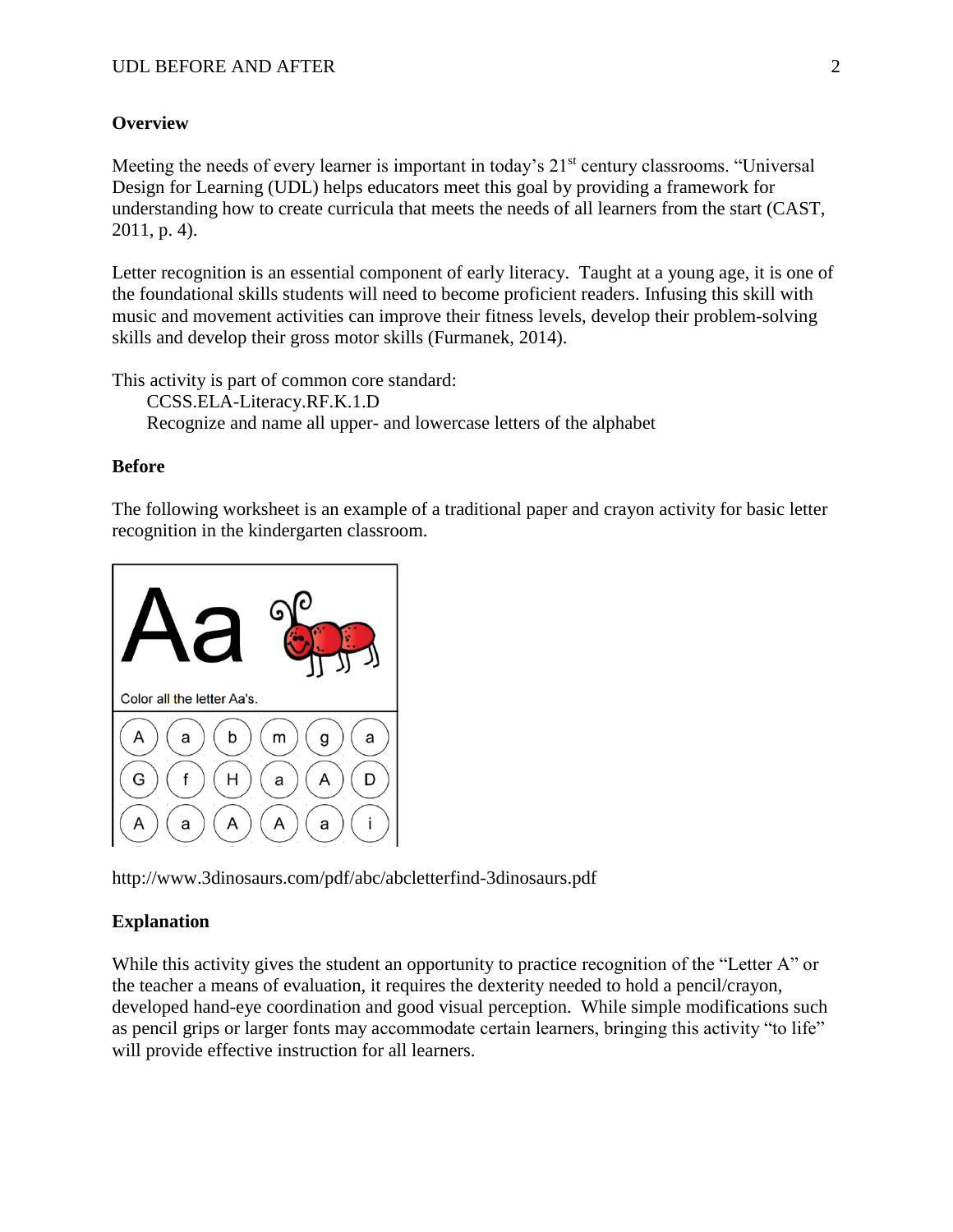## Overview

Meeting the needs of every learner is important in today's 21st century classrooms. "Universal Design for Learning (UDL) helps educators meet this goal by providing a framework for understanding how to create curricula that meets the needs of all learners from the start (CAST, 2011, p. 4).

Letter recognition is an essential component of early literacy. Taught at a young age, it is one of the foundational skills students will need to become proficient readers. Infusing this skill with music and movement activities can improve their fitness levels, develop their problem-solving skills and develop their gross motor skills (Furmanek, 2014).

This activity is part of common core standard:

> CCSS.ELA-Literacy.RF.K.1.D
> Recognize and name all upper- and lowercase letters of the alphabet

## Before

The following worksheet is an example of a traditional paper and crayon activity for basic letter recognition in the kindergarten classroom.

Aa

Color all the letter Aa's.

| | | | | | |
|---|---|---|---|---|---|
| A | a | b | m | g | a |
| G | f | H | a | A | D |
| A | a | A | A | a | i |

http://www.3dinosaurs.com/pdf/abc/abcletterfind-3dinosaurs.pdf

## Explanation

While this activity gives the student an opportunity to practice recognition of the "Letter A" or the teacher a means of evaluation, it requires the dexterity needed to hold a pencil/crayon, developed hand-eye coordination and good visual perception. While simple modifications such as pencil grips or larger fonts may accommodate certain learners, bringing this activity "to life" will provide effective instruction for all learners.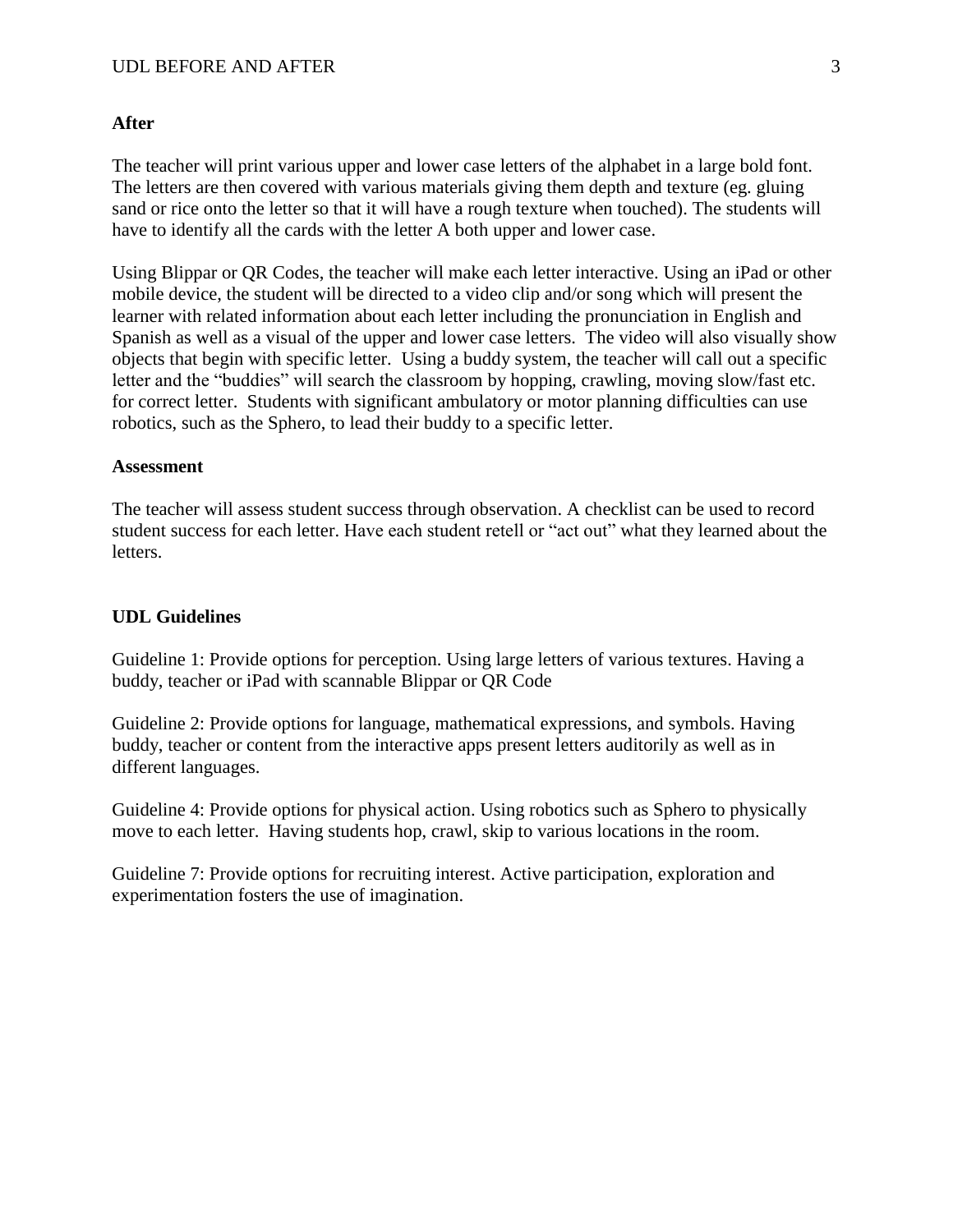**After**

The teacher will print various upper and lower case letters of the alphabet in a large bold font. The letters are then covered with various materials giving them depth and texture (eg. gluing sand or rice onto the letter so that it will have a rough texture when touched). The students will have to identify all the cards with the letter A both upper and lower case.

Using Blippar or QR Codes, the teacher will make each letter interactive. Using an iPad or other mobile device, the student will be directed to a video clip and/or song which will present the learner with related information about each letter including the pronunciation in English and Spanish as well as a visual of the upper and lower case letters. The video will also visually show objects that begin with specific letter. Using a buddy system, the teacher will call out a specific letter and the "buddies" will search the classroom by hopping, crawling, moving slow/fast etc. for correct letter. Students with significant ambulatory or motor planning difficulties can use robotics, such as the Sphero, to lead their buddy to a specific letter.

**Assessment**

The teacher will assess student success through observation. A checklist can be used to record student success for each letter. Have each student retell or "act out" what they learned about the letters.

**UDL Guidelines**

Guideline 1: Provide options for perception. Using large letters of various textures. Having a buddy, teacher or iPad with scannable Blippar or QR Code

Guideline 2: Provide options for language, mathematical expressions, and symbols. Having buddy, teacher or content from the interactive apps present letters auditorily as well as in different languages.

Guideline 4: Provide options for physical action. Using robotics such as Sphero to physically move to each letter. Having students hop, crawl, skip to various locations in the room.

Guideline 7: Provide options for recruiting interest. Active participation, exploration and experimentation fosters the use of imagination.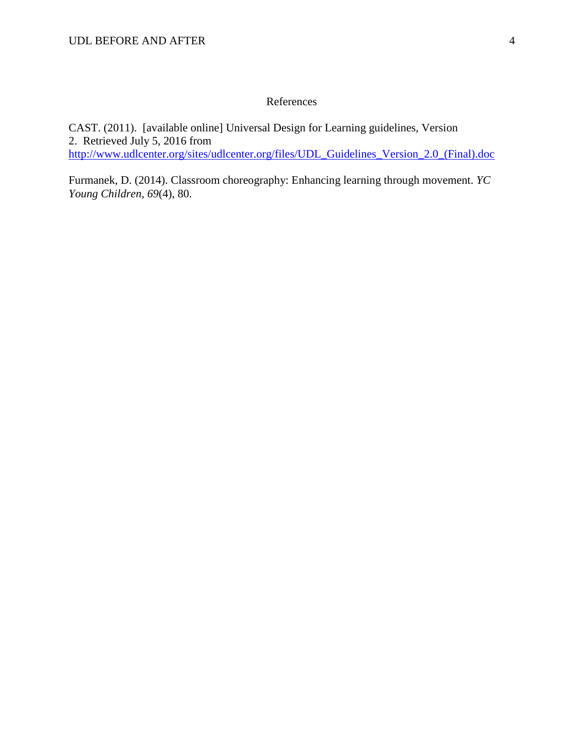# References

CAST. (2011). [available online] Universal Design for Learning guidelines, Version 2. Retrieved July 5, 2016 from http://www.udlcenter.org/sites/udlcenter.org/files/UDL_Guidelines_Version_2.0_(Final).doc

Furmanek, D. (2014). Classroom choreography: Enhancing learning through movement. *YC Young Children*, *69*(4), 80.